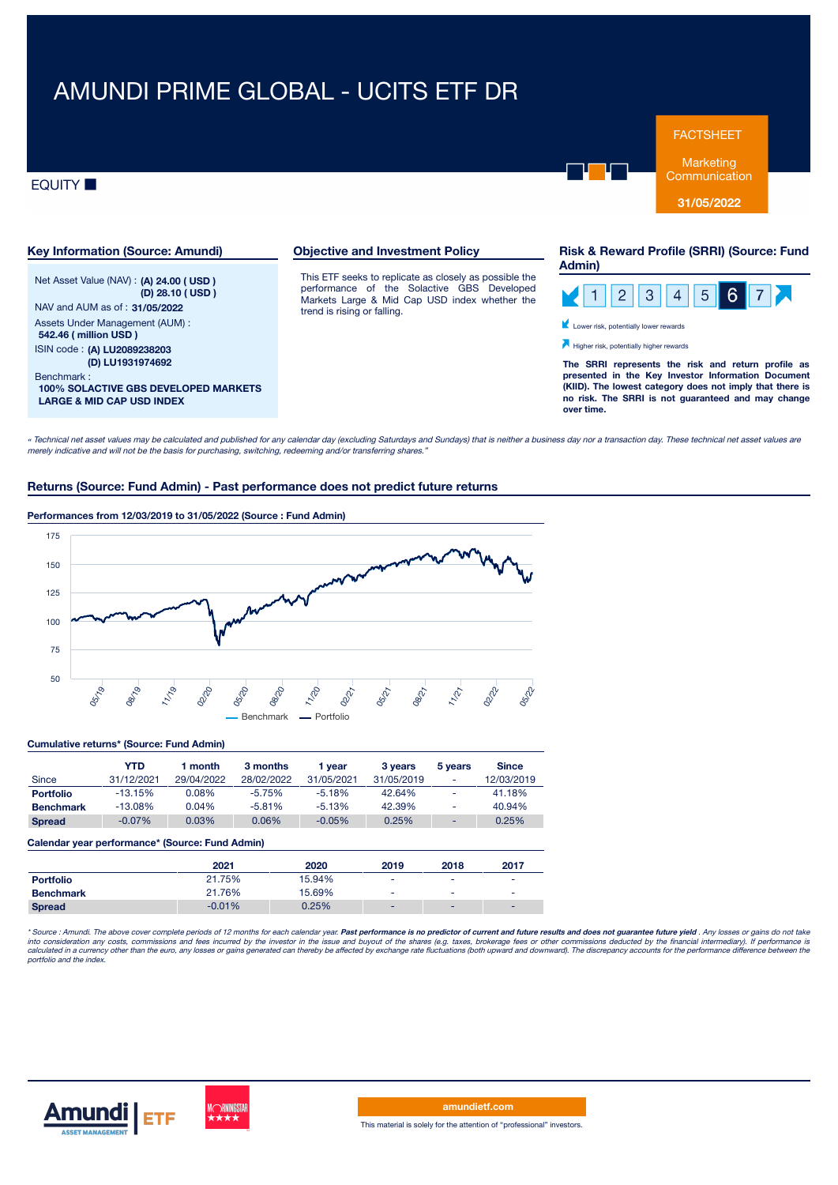# AMUNDI PRIME GLOBAL - UCITS ETF DR

EQUITY

FACTSHEET

Marketing Communication

**31/05/2022**

## Key Information (Source: Amundi)

Net Asset Value (NAV) : **(A) 24.00 ( USD )**
**(D) 28.10 ( USD )**

NAV and AUM as of : **31/05/2022**

Assets Under Management (AUM) :
**542.46 ( million USD )**

ISIN code : **(A) LU2089238203**
**(D) LU1931974692**

Benchmark :
**100% SOLACTIVE GBS DEVELOPED MARKETS LARGE & MID CAP USD INDEX**

## Objective and Investment Policy

This ETF seeks to replicate as closely as possible the performance of the Solactive GBS Developed Markets Large & Mid Cap USD index whether the trend is rising or falling.

## Risk & Reward Profile (SRRI) (Source: Fund Admin)

1 2 3 4 5 **6** 7

Lower risk, potentially lower rewards

Higher risk, potentially higher rewards

**The SRRI represents the risk and return profile as presented in the Key Investor Information Document (KIID). The lowest category does not imply that there is no risk. The SRRI is not guaranteed and may change over time.**

*« Technical net asset values may be calculated and published for any calendar day (excluding Saturdays and Sundays) that is neither a business day nor a transaction day. These technical net asset values are merely indicative and will not be the basis for purchasing, switching, redeeming and/or transferring shares."*

## Returns (Source: Fund Admin) - Past performance does not predict future returns

### Performances from 12/03/2019 to 31/05/2022 (Source : Fund Admin)

— Benchmark — Portfolio

### Cumulative returns* (Source: Fund Admin)

| | YTD | 1 month | 3 months | 1 year | 3 years | 5 years | Since |
|---|---|---|---|---|---|---|---|
| Since | 31/12/2021 | 29/04/2022 | 28/02/2022 | 31/05/2021 | 31/05/2019 | - | 12/03/2019 |
| **Portfolio** | -13.15% | 0.08% | -5.75% | -5.18% | 42.64% | - | 41.18% |
| **Benchmark** | -13.08% | 0.04% | -5.81% | -5.13% | 42.39% | - | 40.94% |
| **Spread** | -0.07% | 0.03% | 0.06% | -0.05% | 0.25% | - | 0.25% |

### Calendar year performance* (Source: Fund Admin)

| | 2021 | 2020 | 2019 | 2018 | 2017 |
|---|---|---|---|---|---|
| **Portfolio** | 21.75% | 15.94% | - | - | - |
| **Benchmark** | 21.76% | 15.69% | - | - | - |
| **Spread** | -0.01% | 0.25% | - | - | - |

*\* Source : Amundi. The above cover complete periods of 12 months for each calendar year. **Past performance is no predictor of current and future results and does not guarantee future yield** . Any losses or gains do not take into consideration any costs, commissions and fees incurred by the investor in the issue and buyout of the shares (e.g. taxes, brokerage fees or other commissions deducted by the financial intermediary). If performance is calculated in a currency other than the euro, any losses or gains generated can thereby be affected by exchange rate fluctuations (both upward and downward). The discrepancy accounts for the performance difference between the portfolio and the index.*

amundietf.com

This material is solely for the attention of "professional" investors.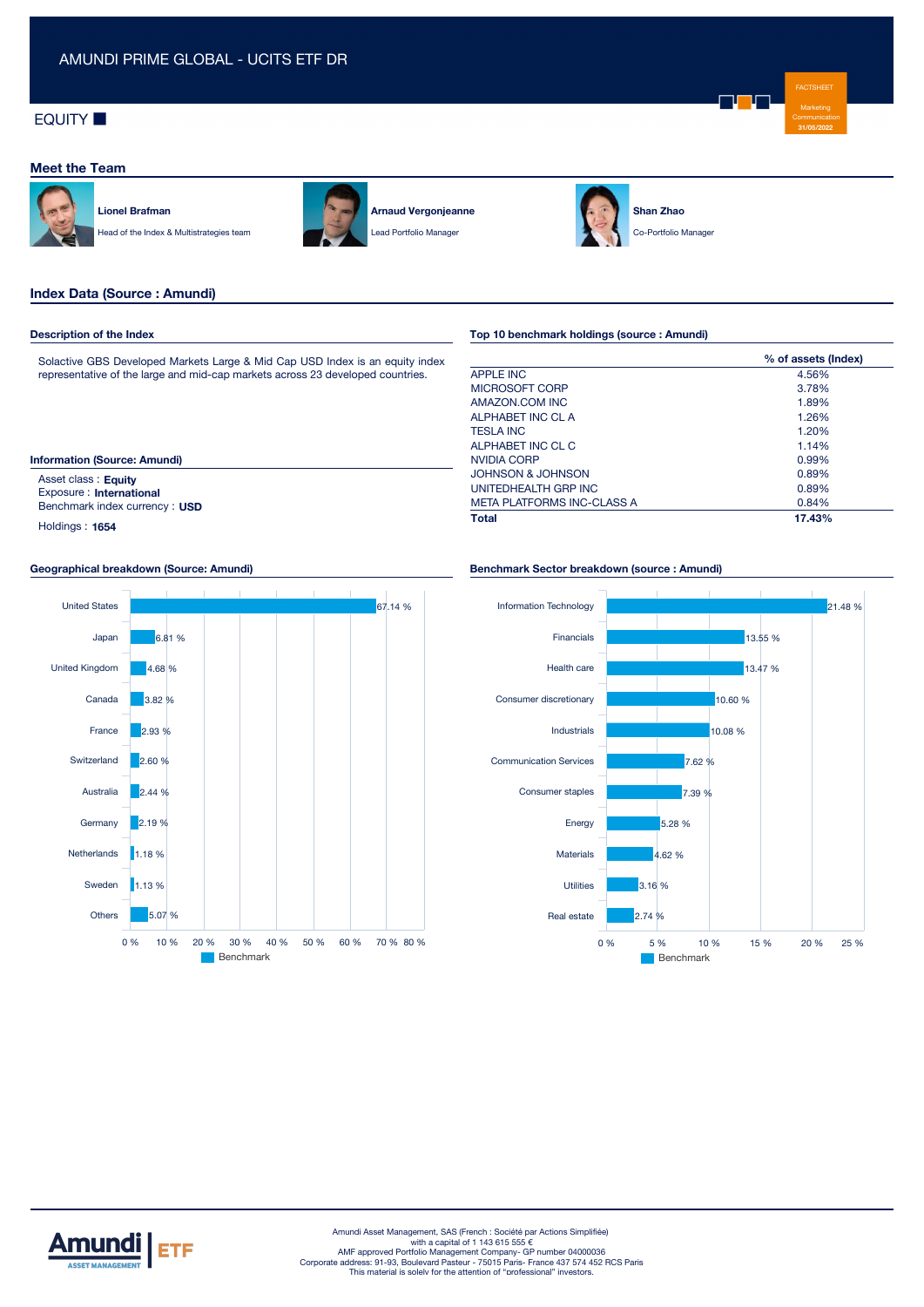# AMUNDI PRIME GLOBAL - UCITS ETF DR

EQUITY

FACTSHEET
Marketing Communication
31/05/2022

## Meet the Team

**Lionel Brafman**
Head of the Index & Multistrategies team

**Arnaud Vergonjeanne**
Lead Portfolio Manager

**Shan Zhao**
Co-Portfolio Manager

## Index Data (Source : Amundi)

### Description of the Index

Solactive GBS Developed Markets Large & Mid Cap USD Index is an equity index representative of the large and mid-cap markets across 23 developed countries.

### Information (Source: Amundi)

Asset class : **Equity**
Exposure : **International**
Benchmark index currency : **USD**

Holdings : **1654**

### Top 10 benchmark holdings (source : Amundi)

| | % of assets (Index) |
|---|---|
| APPLE INC | 4.56% |
| MICROSOFT CORP | 3.78% |
| AMAZON.COM INC | 1.89% |
| ALPHABET INC CL A | 1.26% |
| TESLA INC | 1.20% |
| ALPHABET INC CL C | 1.14% |
| NVIDIA CORP | 0.99% |
| JOHNSON & JOHNSON | 0.89% |
| UNITEDHEALTH GRP INC | 0.89% |
| META PLATFORMS INC-CLASS A | 0.84% |
| **Total** | **17.43%** |

### Geographical breakdown (Source: Amundi)

| | Benchmark |
|---|---|
| United States | 67.14 % |
| Japan | 6.81 % |
| United Kingdom | 4.68 % |
| Canada | 3.82 % |
| France | 2.93 % |
| Switzerland | 2.60 % |
| Australia | 2.44 % |
| Germany | 2.19 % |
| Netherlands | 1.18 % |
| Sweden | 1.13 % |
| Others | 5.07 % |

### Benchmark Sector breakdown (source : Amundi)

| | Benchmark |
|---|---|
| Information Technology | 21.48 % |
| Financials | 13.55 % |
| Health care | 13.47 % |
| Consumer discretionary | 10.60 % |
| Industrials | 10.08 % |
| Communication Services | 7.62 % |
| Consumer staples | 7.39 % |
| Energy | 5.28 % |
| Materials | 4.62 % |
| Utilities | 3.16 % |
| Real estate | 2.74 % |

Amundi Asset Management, SAS (French : Société par Actions Simplifiée) with a capital of 1 143 615 555 €
AMF approved Portfolio Management Company- GP number 04000036
Corporate address: 91-93, Boulevard Pasteur - 75015 Paris- France 437 574 452 RCS Paris
This material is solely for the attention of "professional" investors.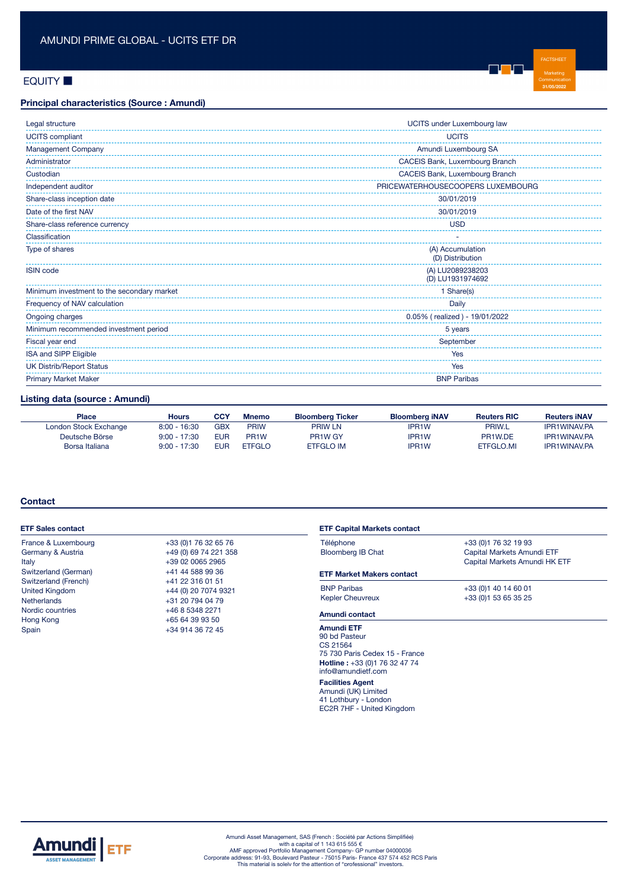# AMUNDI PRIME GLOBAL - UCITS ETF DR

EQUITY

FACTSHEET
Marketing Communication
31/05/2022

## Principal characteristics (Source : Amundi)

| | |
|---|---|
| Legal structure | UCITS under Luxembourg law |
| UCITS compliant | UCITS |
| Management Company | Amundi Luxembourg SA |
| Administrator | CACEIS Bank, Luxembourg Branch |
| Custodian | CACEIS Bank, Luxembourg Branch |
| Independent auditor | PRICEWATERHOUSECOOPERS LUXEMBOURG |
| Share-class inception date | 30/01/2019 |
| Date of the first NAV | 30/01/2019 |
| Share-class reference currency | USD |
| Classification | - |
| Type of shares | (A) Accumulation<br>(D) Distribution |
| ISIN code | (A) LU2089238203<br>(D) LU1931974692 |
| Minimum investment to the secondary market | 1 Share(s) |
| Frequency of NAV calculation | Daily |
| Ongoing charges | 0.05% ( realized ) - 19/01/2022 |
| Minimum recommended investment period | 5 years |
| Fiscal year end | September |
| ISA and SIPP Eligible | Yes |
| UK Distrib/Report Status | Yes |
| Primary Market Maker | BNP Paribas |

## Listing data (source : Amundi)

| Place | Hours | CCY | Mnemo | Bloomberg Ticker | Bloomberg iNAV | Reuters RIC | Reuters iNAV |
|---|---|---|---|---|---|---|---|
| London Stock Exchange | 8:00 - 16:30 | GBX | PRIW | PRIW LN | IPR1W | PRIW.L | IPR1WINAV.PA |
| Deutsche Börse | 9:00 - 17:30 | EUR | PR1W | PR1W GY | IPR1W | PR1W.DE | IPR1WINAV.PA |
| Borsa Italiana | 9:00 - 17:30 | EUR | ETFGLO | ETFGLO IM | IPR1W | ETFGLO.MI | IPR1WINAV.PA |

## Contact

### ETF Sales contact

| | |
|---|---|
| France & Luxembourg | +33 (0)1 76 32 65 76 |
| Germany & Austria | +49 (0) 69 74 221 358 |
| Italy | +39 02 0065 2965 |
| Switzerland (German) | +41 44 588 99 36 |
| Switzerland (French) | +41 22 316 01 51 |
| United Kingdom | +44 (0) 20 7074 9321 |
| Netherlands | +31 20 794 04 79 |
| Nordic countries | +46 8 5348 2271 |
| Hong Kong | +65 64 39 93 50 |
| Spain | +34 914 36 72 45 |

### ETF Capital Markets contact

| | |
|---|---|
| Téléphone | +33 (0)1 76 32 19 93 |
| Bloomberg IB Chat | Capital Markets Amundi ETF<br>Capital Markets Amundi HK ETF |

### ETF Market Makers contact

| | |
|---|---|
| BNP Paribas | +33 (0)1 40 14 60 01 |
| Kepler Cheuvreux | +33 (0)1 53 65 35 25 |

### Amundi contact

**Amundi ETF**
90 bd Pasteur
CS 21564
75 730 Paris Cedex 15 - France
**Hotline :** +33 (0)1 76 32 47 74
info@amundietf.com

**Facilities Agent**
Amundi (UK) Limited
41 Lothbury - London
EC2R 7HF - United Kingdom

Amundi Asset Management, SAS (French : Société par Actions Simplifiée) with a capital of 1 143 615 555 €
AMF approved Portfolio Management Company- GP number 04000036
Corporate address: 91-93, Boulevard Pasteur - 75015 Paris- France 437 574 452 RCS Paris
This material is solely for the attention of "professional" investors.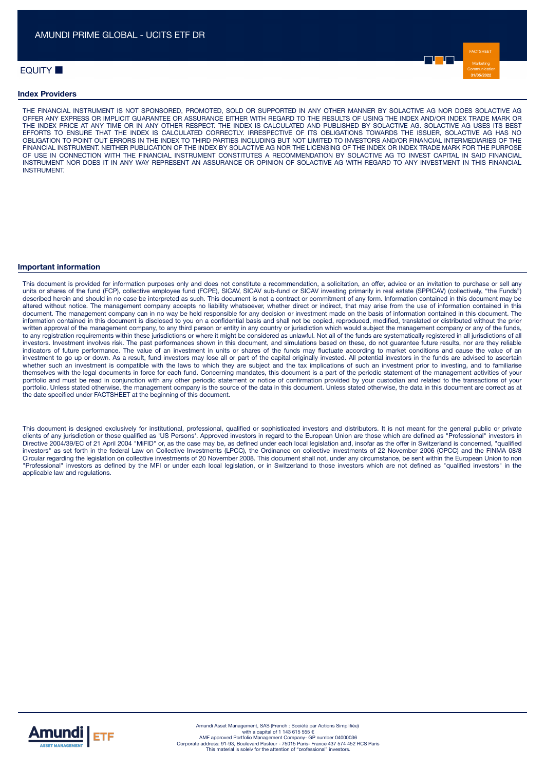## Index Providers

THE FINANCIAL INSTRUMENT IS NOT SPONSORED, PROMOTED, SOLD OR SUPPORTED IN ANY OTHER MANNER BY SOLACTIVE AG NOR DOES SOLACTIVE AG OFFER ANY EXPRESS OR IMPLICIT GUARANTEE OR ASSURANCE EITHER WITH REGARD TO THE RESULTS OF USING THE INDEX AND/OR INDEX TRADE MARK OR THE INDEX PRICE AT ANY TIME OR IN ANY OTHER RESPECT. THE INDEX IS CALCULATED AND PUBLISHED BY SOLACTIVE AG. SOLACTIVE AG USES ITS BEST EFFORTS TO ENSURE THAT THE INDEX IS CALCULATED CORRECTLY. IRRESPECTIVE OF ITS OBLIGATIONS TOWARDS THE ISSUER, SOLACTIVE AG HAS NO OBLIGATION TO POINT OUT ERRORS IN THE INDEX TO THIRD PARTIES INCLUDING BUT NOT LIMITED TO INVESTORS AND/OR FINANCIAL INTERMEDIARIES OF THE FINANCIAL INSTRUMENT. NEITHER PUBLICATION OF THE INDEX BY SOLACTIVE AG NOR THE LICENSING OF THE INDEX OR INDEX TRADE MARK FOR THE PURPOSE OF USE IN CONNECTION WITH THE FINANCIAL INSTRUMENT CONSTITUTES A RECOMMENDATION BY SOLACTIVE AG TO INVEST CAPITAL IN SAID FINANCIAL INSTRUMENT NOR DOES IT IN ANY WAY REPRESENT AN ASSURANCE OR OPINION OF SOLACTIVE AG WITH REGARD TO ANY INVESTMENT IN THIS FINANCIAL INSTRUMENT.

## Important information

This document is provided for information purposes only and does not constitute a recommendation, a solicitation, an offer, advice or an invitation to purchase or sell any units or shares of the fund (FCP), collective employee fund (FCPE), SICAV, SICAV sub-fund or SICAV investing primarily in real estate (SPPICAV) (collectively, "the Funds") described herein and should in no case be interpreted as such. This document is not a contract or commitment of any form. Information contained in this document may be altered without notice. The management company accepts no liability whatsoever, whether direct or indirect, that may arise from the use of information contained in this document. The management company can in no way be held responsible for any decision or investment made on the basis of information contained in this document. The information contained in this document is disclosed to you on a confidential basis and shall not be copied, reproduced, modified, translated or distributed without the prior written approval of the management company, to any third person or entity in any country or jurisdiction which would subject the management company or any of the funds, to any registration requirements within these jurisdictions or where it might be considered as unlawful. Not all of the funds are systematically registered in all jurisdictions of all investors. Investment involves risk. The past performances shown in this document, and simulations based on these, do not guarantee future results, nor are they reliable indicators of future performance. The value of an investment in units or shares of the funds may fluctuate according to market conditions and cause the value of an investment to go up or down. As a result, fund investors may lose all or part of the capital originally invested. All potential investors in the funds are advised to ascertain whether such an investment is compatible with the laws to which they are subject and the tax implications of such an investment prior to investing, and to familiarise themselves with the legal documents in force for each fund. Concerning mandates, this document is a part of the periodic statement of the management activities of your portfolio and must be read in conjunction with any other periodic statement or notice of confirmation provided by your custodian and related to the transactions of your portfolio. Unless stated otherwise, the management company is the source of the data in this document. Unless stated otherwise, the data in this document are correct as at the date specified under FACTSHEET at the beginning of this document.

This document is designed exclusively for institutional, professional, qualified or sophisticated investors and distributors. It is not meant for the general public or private clients of any jurisdiction or those qualified as 'US Persons'. Approved investors in regard to the European Union are those which are defined as "Professional" investors in Directive 2004/39/EC of 21 April 2004 "MiFID" or, as the case may be, as defined under each local legislation and, insofar as the offer in Switzerland is concerned, "qualified investors" as set forth in the federal Law on Collective Investments (LPCC), the Ordinance on collective investments of 22 November 2006 (OPCC) and the FINMA 08/8 Circular regarding the legislation on collective investments of 20 November 2008. This document shall not, under any circumstance, be sent within the European Union to non "Professional" investors as defined by the MFI or under each local legislation, or in Switzerland to those investors which are not defined as "qualified investors" in the applicable law and regulations.